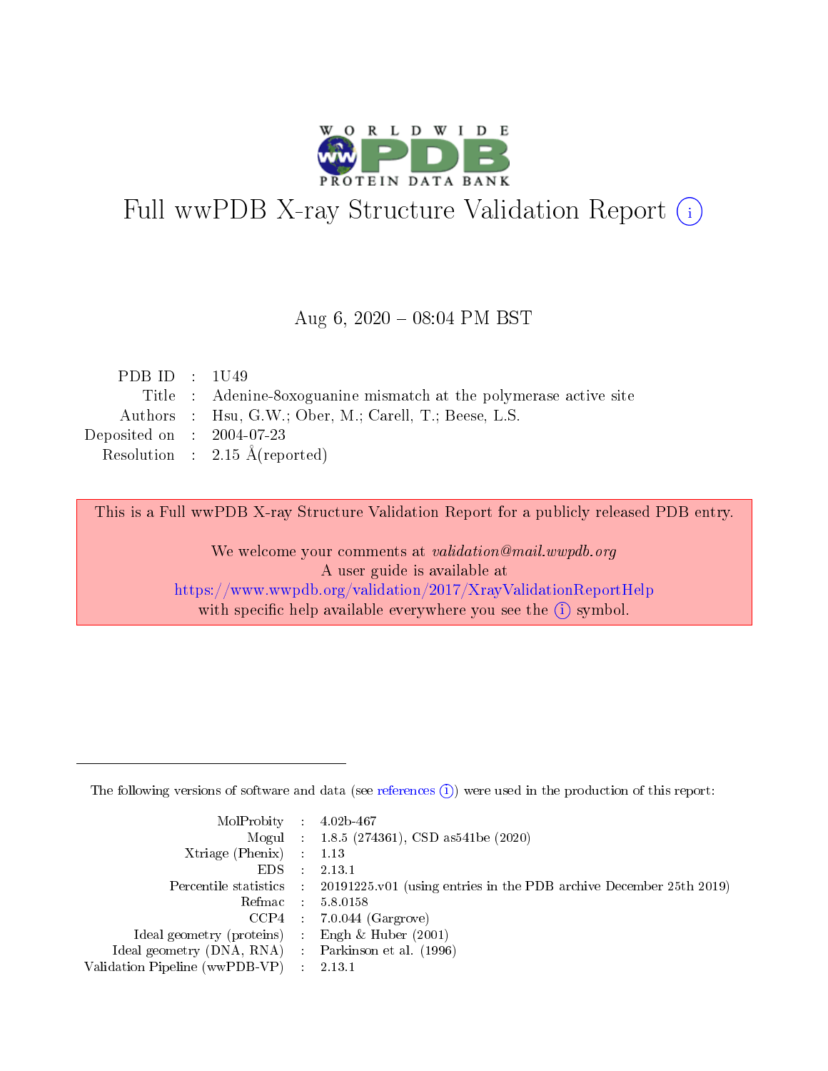# Full wwPDB X-ray Structure Validation Report (i)

Aug 6, 2020 – 08:04 PM BST

| | | |
|---|---|---|
| PDB ID | : | 1U49 |
| Title | : | Adenine-8oxoguanine mismatch at the polymerase active site |
| Authors | : | Hsu, G.W.; Ober, M.; Carell, T.; Beese, L.S. |
| Deposited on | : | 2004-07-23 |
| Resolution | : | 2.15 Å(reported) |

This is a Full wwPDB X-ray Structure Validation Report for a publicly released PDB entry.

We welcome your comments at *validation@mail.wwpdb.org*
A user guide is available at
https://www.wwpdb.org/validation/2017/XrayValidationReportHelp
with specific help available everywhere you see the (i) symbol.

The following versions of software and data (see references (i)) were used in the production of this report:

| | | |
|---|---|---|
| MolProbity | : | 4.02b-467 |
| Mogul | : | 1.8.5 (274361), CSD as541be (2020) |
| Xtriage (Phenix) | : | 1.13 |
| EDS | : | 2.13.1 |
| Percentile statistics | : | 20191225.v01 (using entries in the PDB archive December 25th 2019) |
| Refmac | : | 5.8.0158 |
| CCP4 | : | 7.0.044 (Gargrove) |
| Ideal geometry (proteins) | : | Engh & Huber (2001) |
| Ideal geometry (DNA, RNA) | : | Parkinson et al. (1996) |
| Validation Pipeline (wwPDB-VP) | : | 2.13.1 |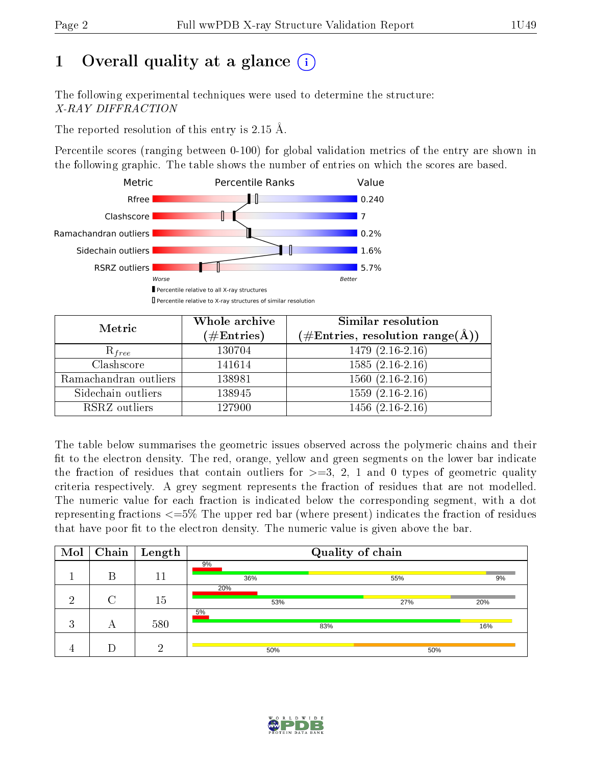# 1 Overall quality at a glance

The following experimental techniques were used to determine the structure:
*X-RAY DIFFRACTION*

The reported resolution of this entry is 2.15 Å.

Percentile scores (ranging between 0-100) for global validation metrics of the entry are shown in the following graphic. The table shows the number of entries on which the scores are based.

| Metric | Value |
|---|---|
| Rfree | 0.240 |
| Clashscore | 7 |
| Ramachandran outliers | 0.2% |
| Sidechain outliers | 1.6% |
| RSRZ outliers | 5.7% |

Worse — Better

Percentile relative to all X-ray structures

Percentile relative to X-ray structures of similar resolution

| Metric | Whole archive (#Entries) | Similar resolution (#Entries, resolution range(Å)) |
|---|---|---|
| $R_{free}$ | 130704 | 1479 (2.16-2.16) |
| Clashscore | 141614 | 1585 (2.16-2.16) |
| Ramachandran outliers | 138981 | 1560 (2.16-2.16) |
| Sidechain outliers | 138945 | 1559 (2.16-2.16) |
| RSRZ outliers | 127900 | 1456 (2.16-2.16) |

The table below summarises the geometric issues observed across the polymeric chains and their fit to the electron density. The red, orange, yellow and green segments on the lower bar indicate the fraction of residues that contain outliers for >=3, 2, 1 and 0 types of geometric quality criteria respectively. A grey segment represents the fraction of residues that are not modelled. The numeric value for each fraction is indicated below the corresponding segment, with a dot representing fractions <=5% The upper red bar (where present) indicates the fraction of residues that have poor fit to the electron density. The numeric value is given above the bar.

| Mol | Chain | Length | Quality of chain |
|---|---|---|---|
| 1 | B | 11 | 9% (poor fit); 36%, 55%, 9% |
| 2 | C | 15 | 20% (poor fit); 53%, 27%, 20% |
| 3 | A | 580 | 5% (poor fit); 83%, 16% |
| 4 | D | 2 | 50%, 50% |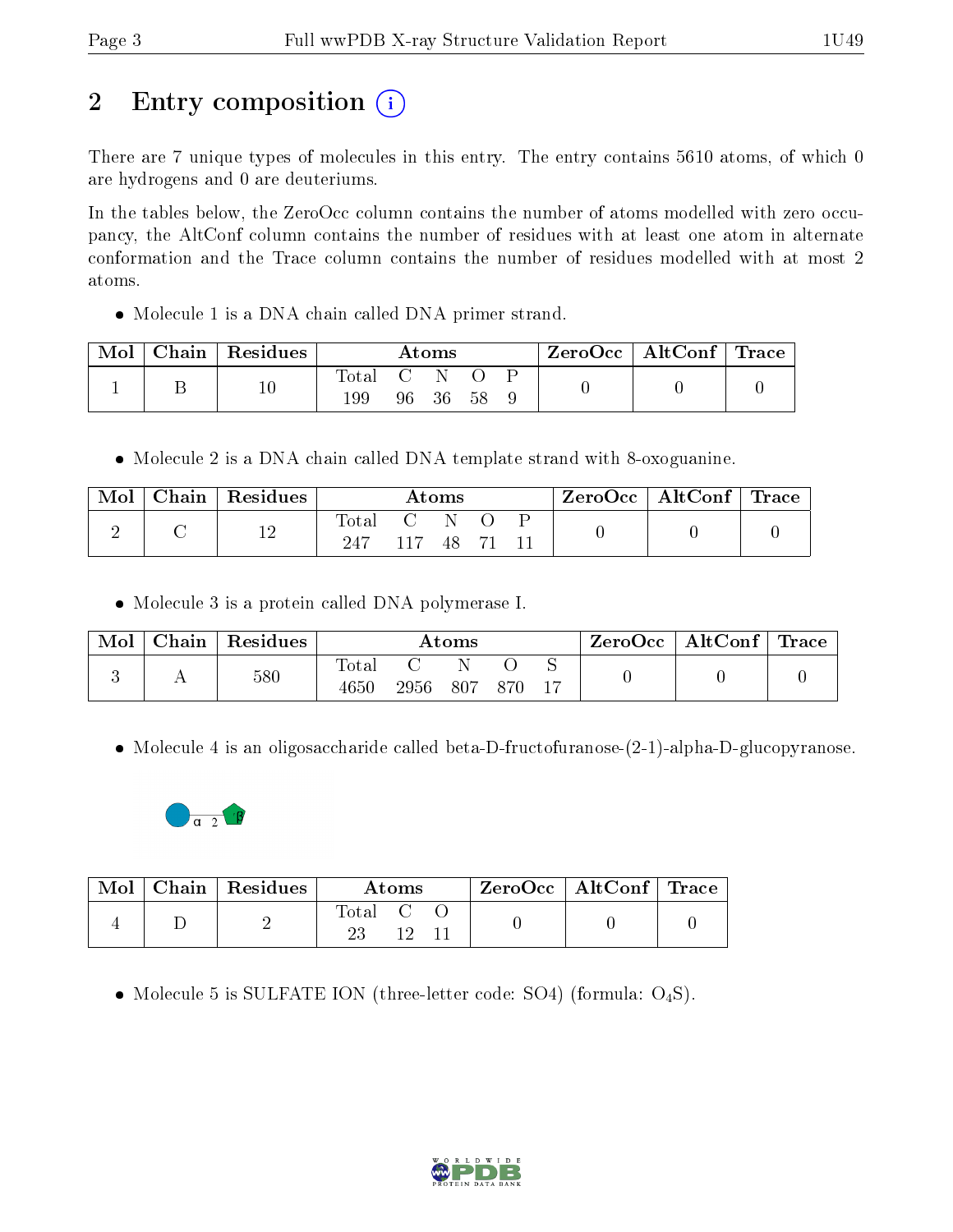# 2 Entry composition

There are 7 unique types of molecules in this entry. The entry contains 5610 atoms, of which 0 are hydrogens and 0 are deuteriums.

In the tables below, the ZeroOcc column contains the number of atoms modelled with zero occupancy, the AltConf column contains the number of residues with at least one atom in alternate conformation and the Trace column contains the number of residues modelled with at most 2 atoms.

- Molecule 1 is a DNA chain called DNA primer strand.

| Mol | Chain | Residues | Atoms | | | | | ZeroOcc | AltConf | Trace |
|---|---|---|---|---|---|---|---|---|---|---|
| | | | Total | C | N | O | P | | | |
| 1 | B | 10 | 199 | 96 | 36 | 58 | 9 | 0 | 0 | 0 |

- Molecule 2 is a DNA chain called DNA template strand with 8-oxoguanine.

| Mol | Chain | Residues | Atoms | | | | | ZeroOcc | AltConf | Trace |
|---|---|---|---|---|---|---|---|---|---|---|
| | | | Total | C | N | O | P | | | |
| 2 | C | 12 | 247 | 117 | 48 | 71 | 11 | 0 | 0 | 0 |

- Molecule 3 is a protein called DNA polymerase I.

| Mol | Chain | Residues | Atoms | | | | | ZeroOcc | AltConf | Trace |
|---|---|---|---|---|---|---|---|---|---|---|
| | | | Total | C | N | O | S | | | |
| 3 | A | 580 | 4650 | 2956 | 807 | 870 | 17 | 0 | 0 | 0 |

- Molecule 4 is an oligosaccharide called beta-D-fructofuranose-(2-1)-alpha-D-glucopyranose.

| Mol | Chain | Residues | Atoms | | | ZeroOcc | AltConf | Trace |
|---|---|---|---|---|---|---|---|---|
| | | | Total | C | O | | | |
| 4 | D | 2 | 23 | 12 | 11 | 0 | 0 | 0 |

- Molecule 5 is SULFATE ION (three-letter code: SO4) (formula: $O_4S$).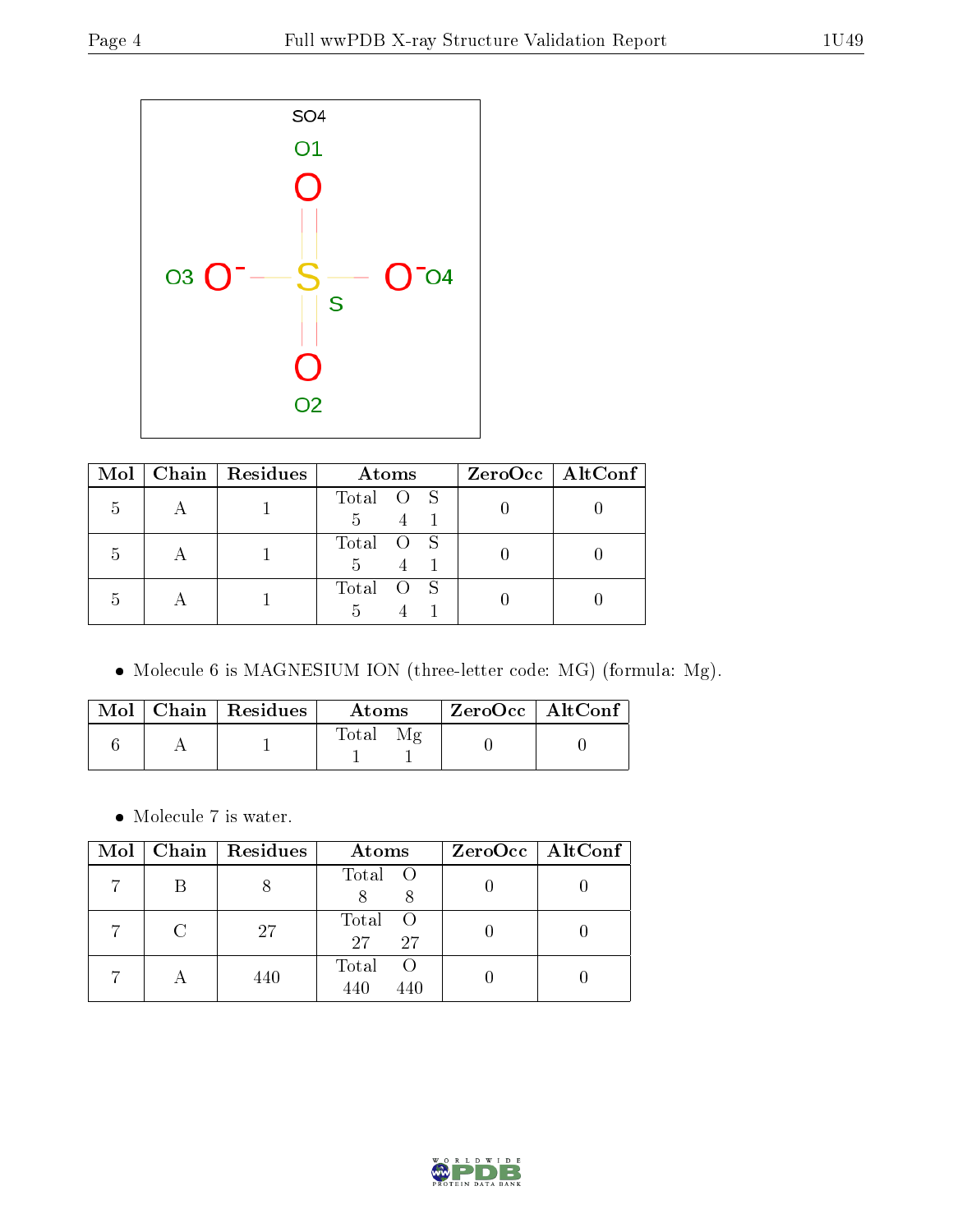| Mol | Chain | Residues | Atoms | | | ZeroOcc | AltConf |
|---|---|---|---|---|---|---|---|
| 5 | A | 1 | Total 5 | O 4 | S 1 | 0 | 0 |
| 5 | A | 1 | Total 5 | O 4 | S 1 | 0 | 0 |
| 5 | A | 1 | Total 5 | O 4 | S 1 | 0 | 0 |

- Molecule 6 is MAGNESIUM ION (three-letter code: MG) (formula: Mg).

| Mol | Chain | Residues | Atoms | | ZeroOcc | AltConf |
|---|---|---|---|---|---|---|
| 6 | A | 1 | Total 1 | Mg 1 | 0 | 0 |

- Molecule 7 is water.

| Mol | Chain | Residues | Atoms | | ZeroOcc | AltConf |
|---|---|---|---|---|---|---|
| 7 | B | 8 | Total 8 | O 8 | 0 | 0 |
| 7 | C | 27 | Total 27 | O 27 | 0 | 0 |
| 7 | A | 440 | Total 440 | O 440 | 0 | 0 |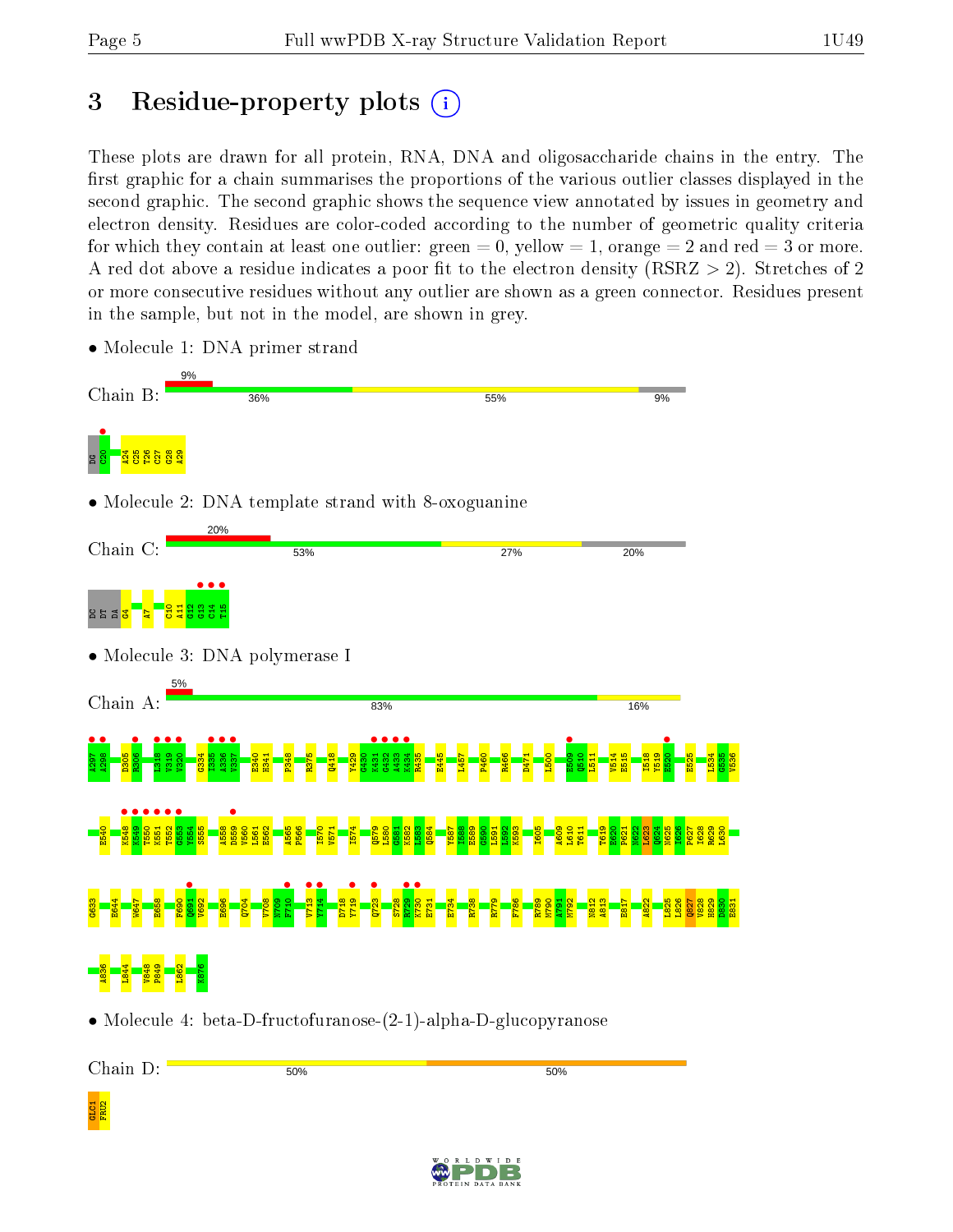# 3 Residue-property plots

These plots are drawn for all protein, RNA, DNA and oligosaccharide chains in the entry. The first graphic for a chain summarises the proportions of the various outlier classes displayed in the second graphic. The second graphic shows the sequence view annotated by issues in geometry and electron density. Residues are color-coded according to the number of geometric quality criteria for which they contain at least one outlier: green = 0, yellow = 1, orange = 2 and red = 3 or more. A red dot above a residue indicates a poor fit to the electron density (RSRZ > 2). Stretches of 2 or more consecutive residues without any outlier are shown as a green connector. Residues present in the sample, but not in the model, are shown in grey.

- Molecule 1: DNA primer strand

Chain B: 9% | 36% | 55% | 9%

DG C20 A24 C25 T26 C27 G28 A29

- Molecule 2: DNA template strand with 8-oxoguanine

Chain C: 20% | 53% | 27% | 20%

DG DT DA G4 A7 C10 A11 G12 G13 C14 T15

- Molecule 3: DNA polymerase I

Chain A: 5% | 83% | 16%

A297 A298 D305 E306 L318 V319 V320 G334 I335 A336 V337 E340 H341 P348 R375 Q418 Y429 G430 K431 G432 A433 K434 R435 E445 L457 P460 R466 D471 L500 E509 Q510 L511 V514 E515 I518 Y519 E520 E525 L534 G535 V536

E540 K548 M549 T550 K551 T552 G553 Y554 S555 A558 D559 V560 L561 E562 A565 F566 I570 V571 I574 Q579 L580 G581 K582 L583 Q584 Y587 I588 E589 G590 L591 L592 K593 I605 A609 L610 T611 T619 E620 P621 N622 L623 Q624 N625 I626 P627 I628 R629 L630

Q633 E644 W647 E658 F690 Q691 V692 E696 Q704 V708 R709 F710 V713 V714 D718 Y719 Q723 S728 R729 K730 E731 E734 R738 R779 F786 R789 M790 A791 M792 N812 A813 E817 A822 L825 L826 Q827 V828 H829 D830 E831

A836 L844 V848 P849 L862 K876

- Molecule 4: beta-D-fructofuranose-(2-1)-alpha-D-glucopyranose

Chain D: 50% | 50%

GLC1 FRU2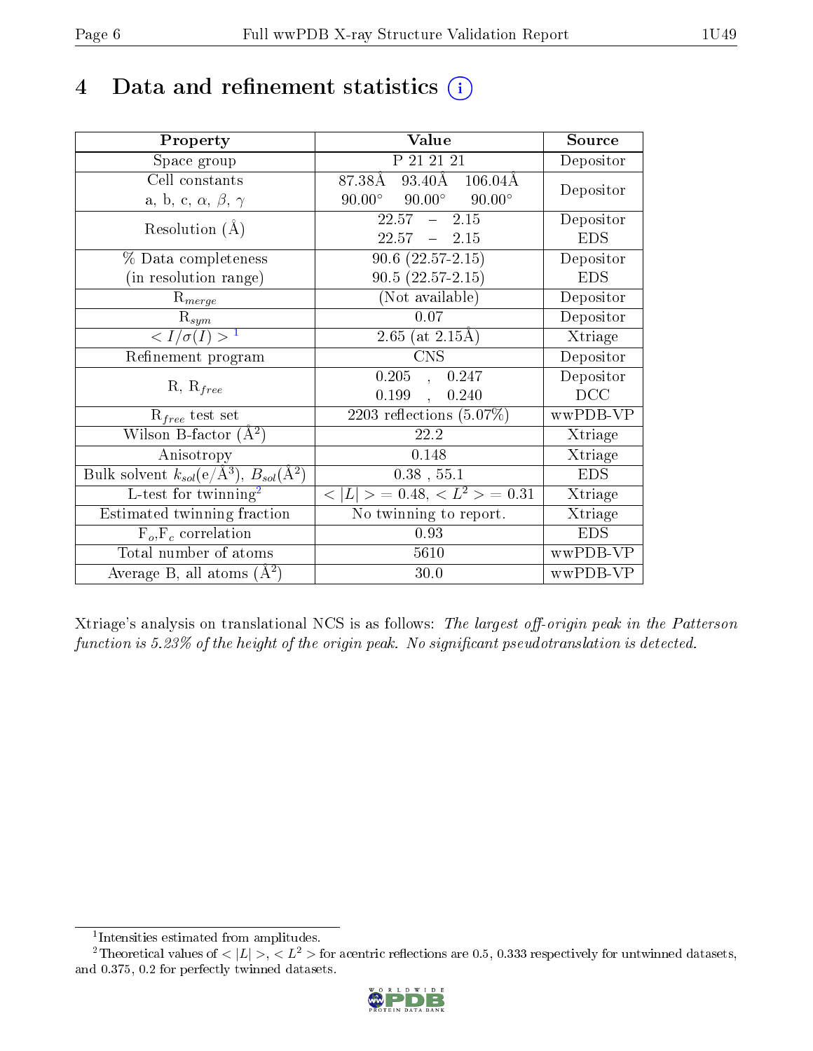# 4 Data and refinement statistics (i)

| Property | Value | Source |
|---|---|---|
| Space group | P 21 21 21 | Depositor |
| Cell constants<br>a, b, c, $\alpha$, $\beta$, $\gamma$ | 87.38Å 93.40Å 106.04Å<br>90.00° 90.00° 90.00° | Depositor |
| Resolution (Å) | 22.57 – 2.15<br>22.57 – 2.15 | Depositor<br>EDS |
| % Data completeness<br>(in resolution range) | 90.6 (22.57-2.15)<br>90.5 (22.57-2.15) | Depositor<br>EDS |
| $R_{merge}$ | (Not available) | Depositor |
| $R_{sym}$ | 0.07 | Depositor |
| $< I/\sigma(I) >$ [1] | 2.65 (at 2.15Å) | Xtriage |
| Refinement program | CNS | Depositor |
| R, $R_{free}$ | 0.205 , 0.247<br>0.199 , 0.240 | Depositor<br>DCC |
| $R_{free}$ test set | 2203 reflections (5.07%) | wwPDB-VP |
| Wilson B-factor (Å$^2$) | 22.2 | Xtriage |
| Anisotropy | 0.148 | Xtriage |
| Bulk solvent $k_{sol}$(e/Å$^3$), $B_{sol}$(Å$^2$) | 0.38 , 55.1 | EDS |
| L-test for twinning[2] | $< \|L\| >$ = 0.48, $< L^2 >$ = 0.31 | Xtriage |
| Estimated twinning fraction | No twinning to report. | Xtriage |
| $F_o$,$F_c$ correlation | 0.93 | EDS |
| Total number of atoms | 5610 | wwPDB-VP |
| Average B, all atoms (Å$^2$) | 30.0 | wwPDB-VP |

Xtriage's analysis on translational NCS is as follows: *The largest off-origin peak in the Patterson function is 5.23% of the height of the origin peak. No significant pseudotranslation is detected.*

[1] Intensities estimated from amplitudes.

[2] Theoretical values of $< |L| >$, $< L^2 >$ for acentric reflections are 0.5, 0.333 respectively for untwinned datasets, and 0.375, 0.2 for perfectly twinned datasets.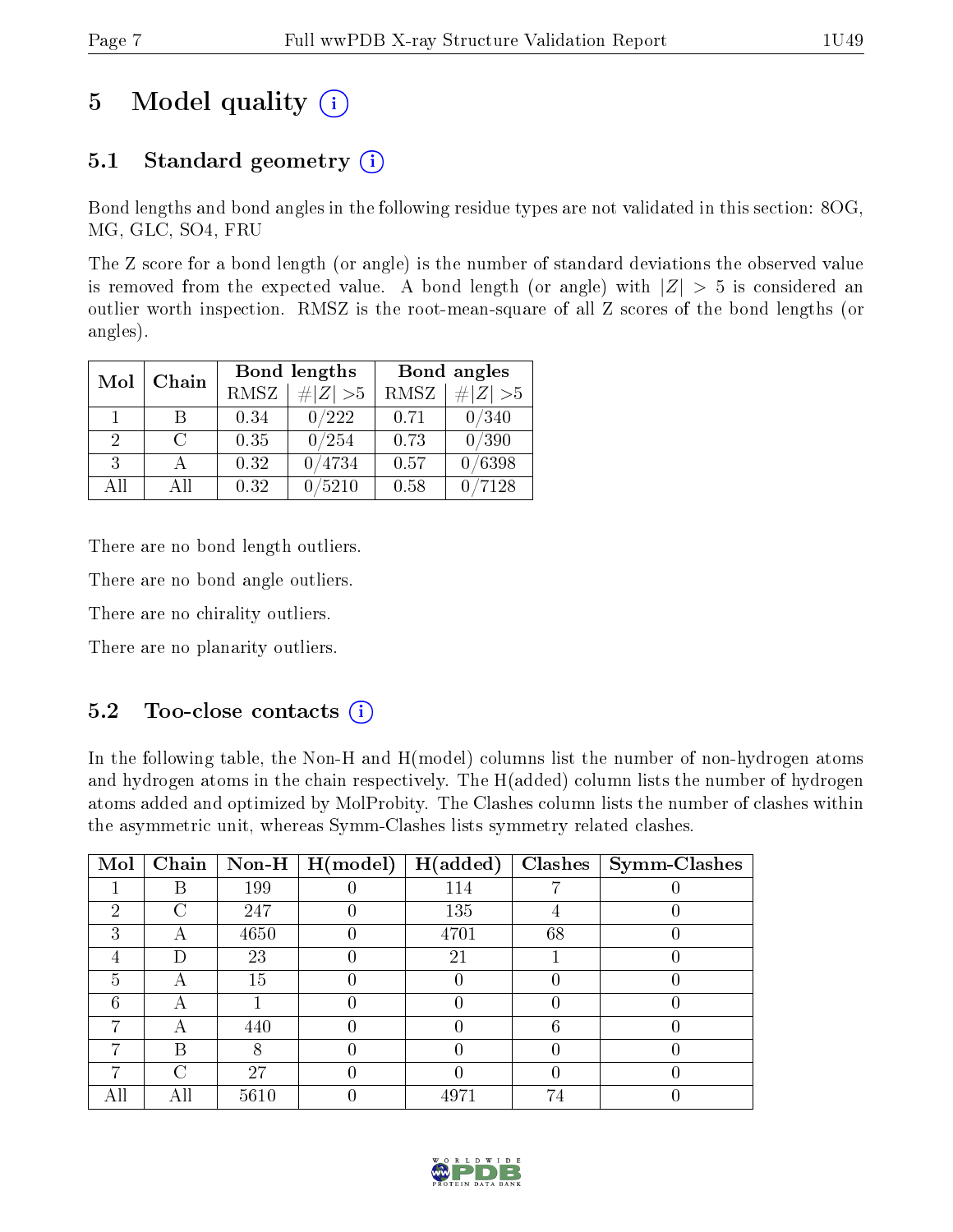# 5 Model quality

## 5.1 Standard geometry

Bond lengths and bond angles in the following residue types are not validated in this section: 8OG, MG, GLC, SO4, FRU

The Z score for a bond length (or angle) is the number of standard deviations the observed value is removed from the expected value. A bond length (or angle) with $|Z| > 5$ is considered an outlier worth inspection. RMSZ is the root-mean-square of all Z scores of the bond lengths (or angles).

| Mol | Chain | Bond lengths | | Bond angles | |
|---|---|---|---|---|---|
| | | RMSZ | #\|Z\| >5 | RMSZ | #\|Z\| >5 |
| 1 | B | 0.34 | 0/222 | 0.71 | 0/340 |
| 2 | C | 0.35 | 0/254 | 0.73 | 0/390 |
| 3 | A | 0.32 | 0/4734 | 0.57 | 0/6398 |
| All | All | 0.32 | 0/5210 | 0.58 | 0/7128 |

There are no bond length outliers.

There are no bond angle outliers.

There are no chirality outliers.

There are no planarity outliers.

## 5.2 Too-close contacts

In the following table, the Non-H and H(model) columns list the number of non-hydrogen atoms and hydrogen atoms in the chain respectively. The H(added) column lists the number of hydrogen atoms added and optimized by MolProbity. The Clashes column lists the number of clashes within the asymmetric unit, whereas Symm-Clashes lists symmetry related clashes.

| Mol | Chain | Non-H | H(model) | H(added) | Clashes | Symm-Clashes |
|---|---|---|---|---|---|---|
| 1 | B | 199 | 0 | 114 | 7 | 0 |
| 2 | C | 247 | 0 | 135 | 4 | 0 |
| 3 | A | 4650 | 0 | 4701 | 68 | 0 |
| 4 | D | 23 | 0 | 21 | 1 | 0 |
| 5 | A | 15 | 0 | 0 | 0 | 0 |
| 6 | A | 1 | 0 | 0 | 0 | 0 |
| 7 | A | 440 | 0 | 0 | 6 | 0 |
| 7 | B | 8 | 0 | 0 | 0 | 0 |
| 7 | C | 27 | 0 | 0 | 0 | 0 |
| All | All | 5610 | 0 | 4971 | 74 | 0 |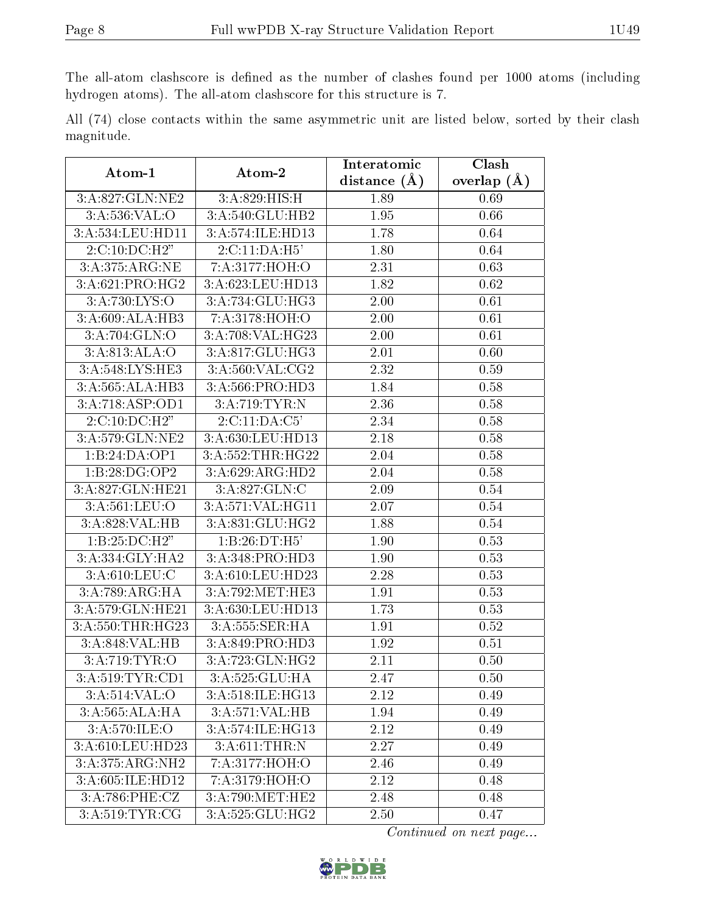The all-atom clashscore is defined as the number of clashes found per 1000 atoms (including hydrogen atoms). The all-atom clashscore for this structure is 7.

All (74) close contacts within the same asymmetric unit are listed below, sorted by their clash magnitude.

| Atom-1 | Atom-2 | Interatomic distance (Å) | Clash overlap (Å) |
|---|---|---|---|
| 3:A:827:GLN:NE2 | 3:A:829:HIS:H | 1.89 | 0.69 |
| 3:A:536:VAL:O | 3:A:540:GLU:HB2 | 1.95 | 0.66 |
| 3:A:534:LEU:HD11 | 3:A:574:ILE:HD13 | 1.78 | 0.64 |
| 2:C:10:DC:H2" | 2:C:11:DA:H5' | 1.80 | 0.64 |
| 3:A:375:ARG:NE | 7:A:3177:HOH:O | 2.31 | 0.63 |
| 3:A:621:PRO:HG2 | 3:A:623:LEU:HD13 | 1.82 | 0.62 |
| 3:A:730:LYS:O | 3:A:734:GLU:HG3 | 2.00 | 0.61 |
| 3:A:609:ALA:HB3 | 7:A:3178:HOH:O | 2.00 | 0.61 |
| 3:A:704:GLN:O | 3:A:708:VAL:HG23 | 2.00 | 0.61 |
| 3:A:813:ALA:O | 3:A:817:GLU:HG3 | 2.01 | 0.60 |
| 3:A:548:LYS:HE3 | 3:A:560:VAL:CG2 | 2.32 | 0.59 |
| 3:A:565:ALA:HB3 | 3:A:566:PRO:HD3 | 1.84 | 0.58 |
| 3:A:718:ASP:OD1 | 3:A:719:TYR:N | 2.36 | 0.58 |
| 2:C:10:DC:H2" | 2:C:11:DA:C5' | 2.34 | 0.58 |
| 3:A:579:GLN:NE2 | 3:A:630:LEU:HD13 | 2.18 | 0.58 |
| 1:B:24:DA:OP1 | 3:A:552:THR:HG22 | 2.04 | 0.58 |
| 1:B:28:DG:OP2 | 3:A:629:ARG:HD2 | 2.04 | 0.58 |
| 3:A:827:GLN:HE21 | 3:A:827:GLN:C | 2.09 | 0.54 |
| 3:A:561:LEU:O | 3:A:571:VAL:HG11 | 2.07 | 0.54 |
| 3:A:828:VAL:HB | 3:A:831:GLU:HG2 | 1.88 | 0.54 |
| 1:B:25:DC:H2" | 1:B:26:DT:H5' | 1.90 | 0.53 |
| 3:A:334:GLY:HA2 | 3:A:348:PRO:HD3 | 1.90 | 0.53 |
| 3:A:610:LEU:C | 3:A:610:LEU:HD23 | 2.28 | 0.53 |
| 3:A:789:ARG:HA | 3:A:792:MET:HE3 | 1.91 | 0.53 |
| 3:A:579:GLN:HE21 | 3:A:630:LEU:HD13 | 1.73 | 0.53 |
| 3:A:550:THR:HG23 | 3:A:555:SER:HA | 1.91 | 0.52 |
| 3:A:848:VAL:HB | 3:A:849:PRO:HD3 | 1.92 | 0.51 |
| 3:A:719:TYR:O | 3:A:723:GLN:HG2 | 2.11 | 0.50 |
| 3:A:519:TYR:CD1 | 3:A:525:GLU:HA | 2.47 | 0.50 |
| 3:A:514:VAL:O | 3:A:518:ILE:HG13 | 2.12 | 0.49 |
| 3:A:565:ALA:HA | 3:A:571:VAL:HB | 1.94 | 0.49 |
| 3:A:570:ILE:O | 3:A:574:ILE:HG13 | 2.12 | 0.49 |
| 3:A:610:LEU:HD23 | 3:A:611:THR:N | 2.27 | 0.49 |
| 3:A:375:ARG:NH2 | 7:A:3177:HOH:O | 2.46 | 0.49 |
| 3:A:605:ILE:HD12 | 7:A:3179:HOH:O | 2.12 | 0.48 |
| 3:A:786:PHE:CZ | 3:A:790:MET:HE2 | 2.48 | 0.48 |
| 3:A:519:TYR:CG | 3:A:525:GLU:HG2 | 2.50 | 0.47 |

*Continued on next page...*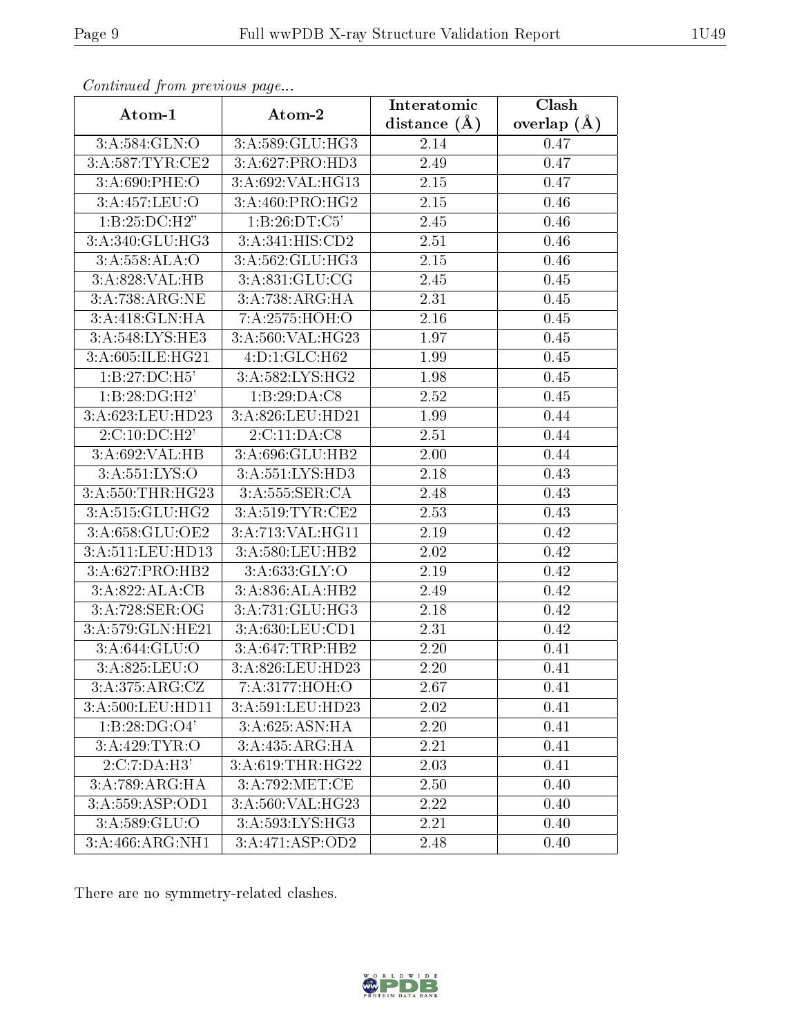*Continued from previous page...*

| Atom-1 | Atom-2 | Interatomic distance (Å) | Clash overlap (Å) |
|---|---|---|---|
| 3:A:584:GLN:O | 3:A:589:GLU:HG3 | 2.14 | 0.47 |
| 3:A:587:TYR:CE2 | 3:A:627:PRO:HD3 | 2.49 | 0.47 |
| 3:A:690:PHE:O | 3:A:692:VAL:HG13 | 2.15 | 0.47 |
| 3:A:457:LEU:O | 3:A:460:PRO:HG2 | 2.15 | 0.46 |
| 1:B:25:DC:H2" | 1:B:26:DT:C5' | 2.45 | 0.46 |
| 3:A:340:GLU:HG3 | 3:A:341:HIS:CD2 | 2.51 | 0.46 |
| 3:A:558:ALA:O | 3:A:562:GLU:HG3 | 2.15 | 0.46 |
| 3:A:828:VAL:HB | 3:A:831:GLU:CG | 2.45 | 0.45 |
| 3:A:738:ARG:NE | 3:A:738:ARG:HA | 2.31 | 0.45 |
| 3:A:418:GLN:HA | 7:A:2575:HOH:O | 2.16 | 0.45 |
| 3:A:548:LYS:HE3 | 3:A:560:VAL:HG23 | 1.97 | 0.45 |
| 3:A:605:ILE:HG21 | 4:D:1:GLC:H62 | 1.99 | 0.45 |
| 1:B:27:DC:H5' | 3:A:582:LYS:HG2 | 1.98 | 0.45 |
| 1:B:28:DG:H2' | 1:B:29:DA:C8 | 2.52 | 0.45 |
| 3:A:623:LEU:HD23 | 3:A:826:LEU:HD21 | 1.99 | 0.44 |
| 2:C:10:DC:H2' | 2:C:11:DA:C8 | 2.51 | 0.44 |
| 3:A:692:VAL:HB | 3:A:696:GLU:HB2 | 2.00 | 0.44 |
| 3:A:551:LYS:O | 3:A:551:LYS:HD3 | 2.18 | 0.43 |
| 3:A:550:THR:HG23 | 3:A:555:SER:CA | 2.48 | 0.43 |
| 3:A:515:GLU:HG2 | 3:A:519:TYR:CE2 | 2.53 | 0.43 |
| 3:A:658:GLU:OE2 | 3:A:713:VAL:HG11 | 2.19 | 0.42 |
| 3:A:511:LEU:HD13 | 3:A:580:LEU:HB2 | 2.02 | 0.42 |
| 3:A:627:PRO:HB2 | 3:A:633:GLY:O | 2.19 | 0.42 |
| 3:A:822:ALA:CB | 3:A:836:ALA:HB2 | 2.49 | 0.42 |
| 3:A:728:SER:OG | 3:A:731:GLU:HG3 | 2.18 | 0.42 |
| 3:A:579:GLN:HE21 | 3:A:630:LEU:CD1 | 2.31 | 0.42 |
| 3:A:644:GLU:O | 3:A:647:TRP:HB2 | 2.20 | 0.41 |
| 3:A:825:LEU:O | 3:A:826:LEU:HD23 | 2.20 | 0.41 |
| 3:A:375:ARG:CZ | 7:A:3177:HOH:O | 2.67 | 0.41 |
| 3:A:500:LEU:HD11 | 3:A:591:LEU:HD23 | 2.02 | 0.41 |
| 1:B:28:DG:O4' | 3:A:625:ASN:HA | 2.20 | 0.41 |
| 3:A:429:TYR:O | 3:A:435:ARG:HA | 2.21 | 0.41 |
| 2:C:7:DA:H3' | 3:A:619:THR:HG22 | 2.03 | 0.41 |
| 3:A:789:ARG:HA | 3:A:792:MET:CE | 2.50 | 0.40 |
| 3:A:559:ASP:OD1 | 3:A:560:VAL:HG23 | 2.22 | 0.40 |
| 3:A:589:GLU:O | 3:A:593:LYS:HG3 | 2.21 | 0.40 |
| 3:A:466:ARG:NH1 | 3:A:471:ASP:OD2 | 2.48 | 0.40 |

There are no symmetry-related clashes.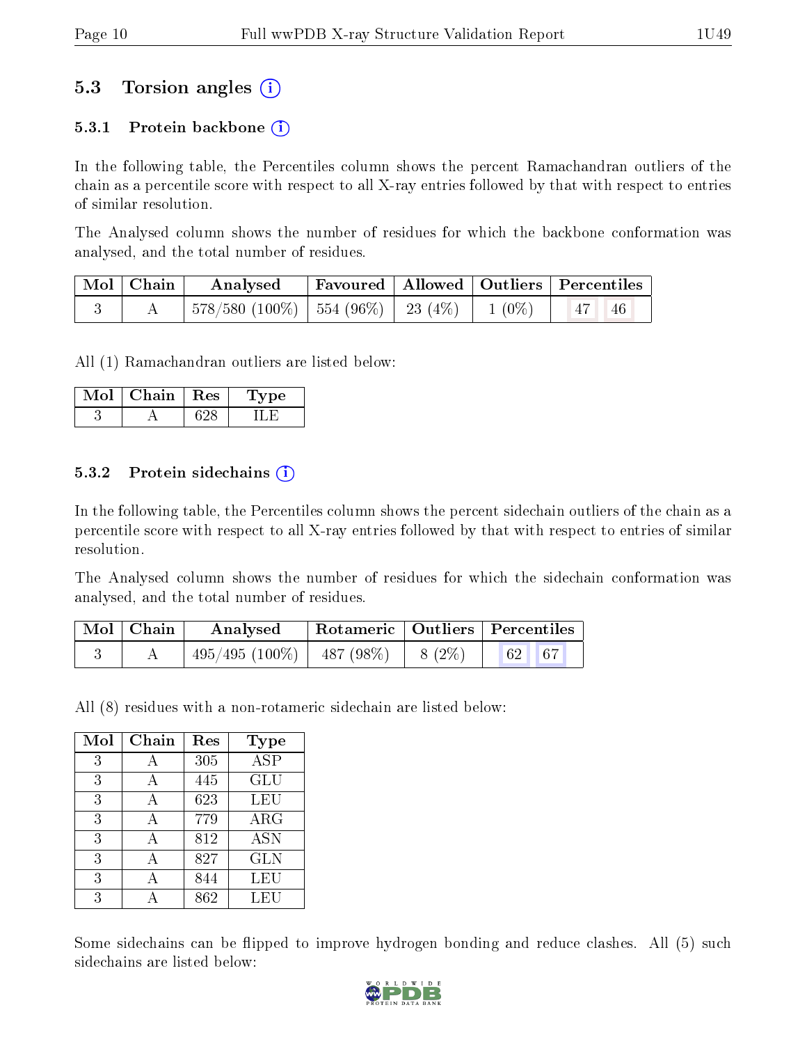## 5.3 Torsion angles

### 5.3.1 Protein backbone

In the following table, the Percentiles column shows the percent Ramachandran outliers of the chain as a percentile score with respect to all X-ray entries followed by that with respect to entries of similar resolution.

The Analysed column shows the number of residues for which the backbone conformation was analysed, and the total number of residues.

| Mol | Chain | Analysed | Favoured | Allowed | Outliers | Percentiles | |
|---|---|---|---|---|---|---|---|
| 3 | A | 578/580 (100%) | 554 (96%) | 23 (4%) | 1 (0%) | 47 | 46 |

All (1) Ramachandran outliers are listed below:

| Mol | Chain | Res | Type |
|---|---|---|---|
| 3 | A | 628 | ILE |

### 5.3.2 Protein sidechains

In the following table, the Percentiles column shows the percent sidechain outliers of the chain as a percentile score with respect to all X-ray entries followed by that with respect to entries of similar resolution.

The Analysed column shows the number of residues for which the sidechain conformation was analysed, and the total number of residues.

| Mol | Chain | Analysed | Rotameric | Outliers | Percentiles | |
|---|---|---|---|---|---|---|
| 3 | A | 495/495 (100%) | 487 (98%) | 8 (2%) | 62 | 67 |

All (8) residues with a non-rotameric sidechain are listed below:

| Mol | Chain | Res | Type |
|---|---|---|---|
| 3 | A | 305 | ASP |
| 3 | A | 445 | GLU |
| 3 | A | 623 | LEU |
| 3 | A | 779 | ARG |
| 3 | A | 812 | ASN |
| 3 | A | 827 | GLN |
| 3 | A | 844 | LEU |
| 3 | A | 862 | LEU |

Some sidechains can be flipped to improve hydrogen bonding and reduce clashes. All (5) such sidechains are listed below: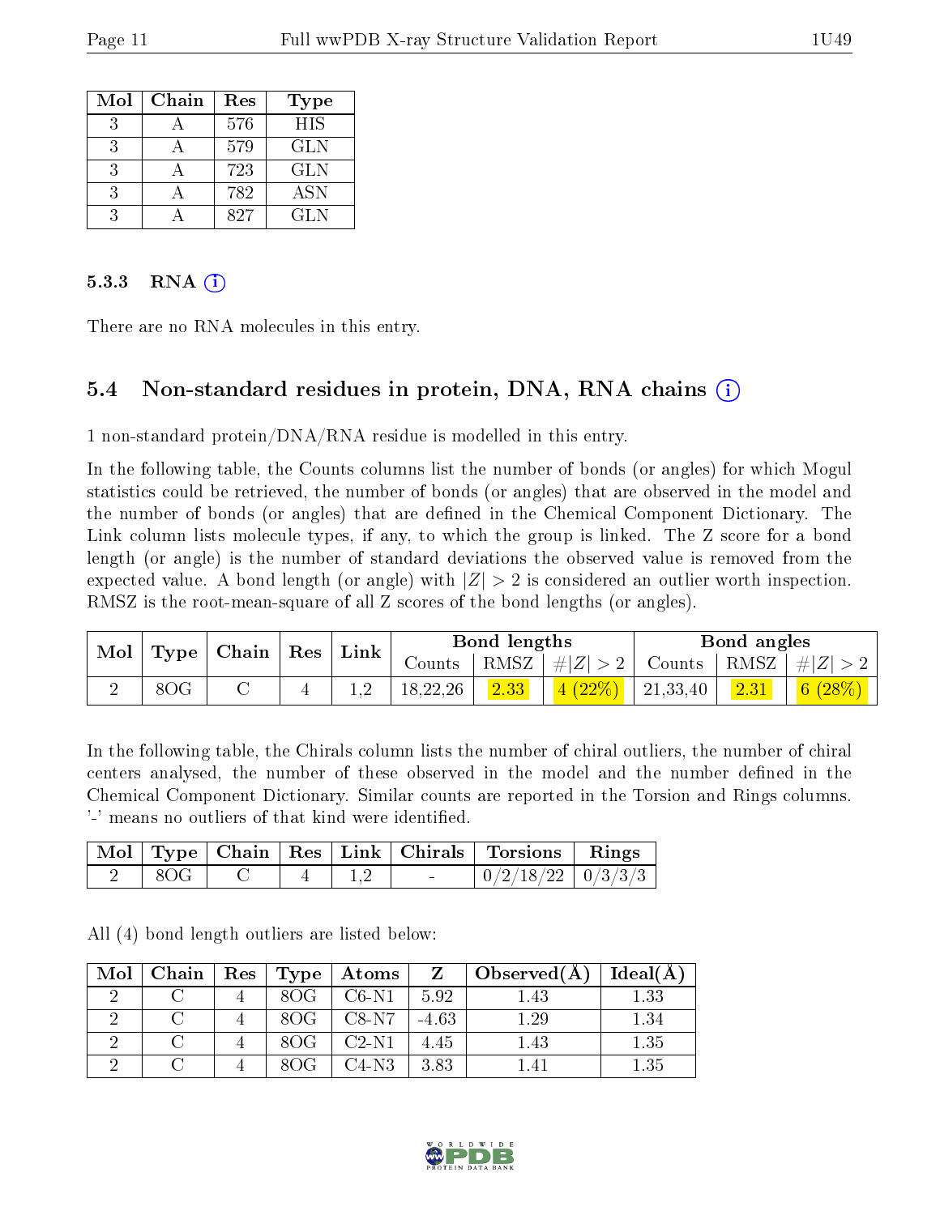| Mol | Chain | Res | Type |
|---|---|---|---|
| 3 | A | 576 | HIS |
| 3 | A | 579 | GLN |
| 3 | A | 723 | GLN |
| 3 | A | 782 | ASN |
| 3 | A | 827 | GLN |

### 5.3.3 RNA

There are no RNA molecules in this entry.

## 5.4 Non-standard residues in protein, DNA, RNA chains

1 non-standard protein/DNA/RNA residue is modelled in this entry.

In the following table, the Counts columns list the number of bonds (or angles) for which Mogul statistics could be retrieved, the number of bonds (or angles) that are observed in the model and the number of bonds (or angles) that are defined in the Chemical Component Dictionary. The Link column lists molecule types, if any, to which the group is linked. The Z score for a bond length (or angle) is the number of standard deviations the observed value is removed from the expected value. A bond length (or angle) with $|Z| > 2$ is considered an outlier worth inspection. RMSZ is the root-mean-square of all Z scores of the bond lengths (or angles).

| Mol | Type | Chain | Res | Link | Bond lengths | | | Bond angles | | |
|---|---|---|---|---|---|---|---|---|---|---|
| | | | | | Counts | RMSZ | $\#\|Z\| > 2$ | Counts | RMSZ | $\#\|Z\| > 2$ |
| 2 | 8OG | C | 4 | 1,2 | 18,22,26 | 2.33 | 4 (22%) | 21,33,40 | 2.31 | 6 (28%) |

In the following table, the Chirals column lists the number of chiral outliers, the number of chiral centers analysed, the number of these observed in the model and the number defined in the Chemical Component Dictionary. Similar counts are reported in the Torsion and Rings columns. '-' means no outliers of that kind were identified.

| Mol | Type | Chain | Res | Link | Chirals | Torsions | Rings |
|---|---|---|---|---|---|---|---|
| 2 | 8OG | C | 4 | 1,2 | - | 0/2/18/22 | 0/3/3/3 |

All (4) bond length outliers are listed below:

| Mol | Chain | Res | Type | Atoms | Z | Observed(Å) | Ideal(Å) |
|---|---|---|---|---|---|---|---|
| 2 | C | 4 | 8OG | C6-N1 | 5.92 | 1.43 | 1.33 |
| 2 | C | 4 | 8OG | C8-N7 | -4.63 | 1.29 | 1.34 |
| 2 | C | 4 | 8OG | C2-N1 | 4.45 | 1.43 | 1.35 |
| 2 | C | 4 | 8OG | C4-N3 | 3.83 | 1.41 | 1.35 |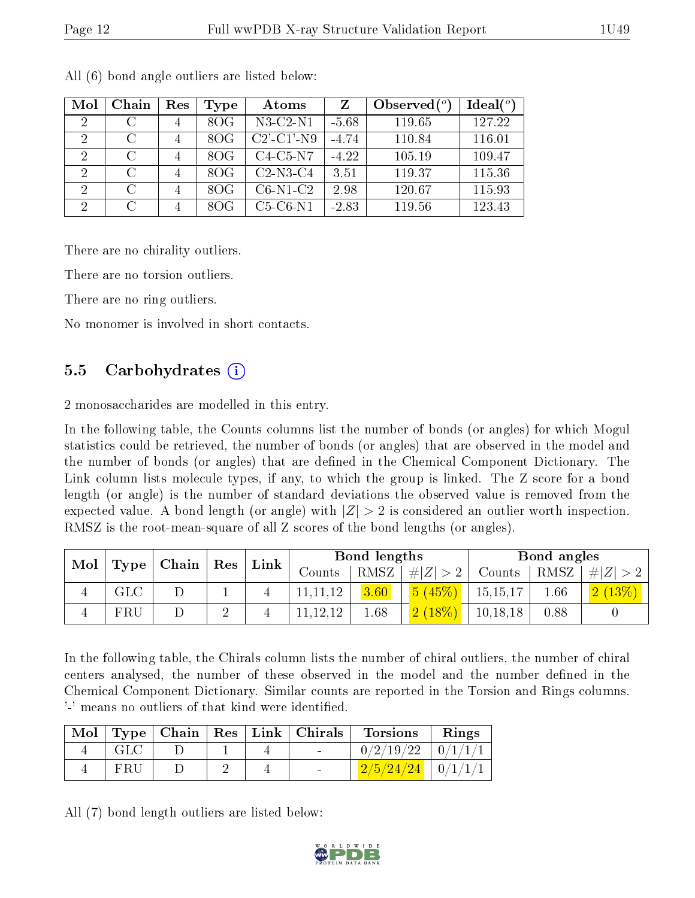All (6) bond angle outliers are listed below:

| Mol | Chain | Res | Type | Atoms | Z | Observed(°) | Ideal(°) |
|---|---|---|---|---|---|---|---|
| 2 | C | 4 | 8OG | N3-C2-N1 | -5.68 | 119.65 | 127.22 |
| 2 | C | 4 | 8OG | C2'-C1'-N9 | -4.74 | 110.84 | 116.01 |
| 2 | C | 4 | 8OG | C4-C5-N7 | -4.22 | 105.19 | 109.47 |
| 2 | C | 4 | 8OG | C2-N3-C4 | 3.51 | 119.37 | 115.36 |
| 2 | C | 4 | 8OG | C6-N1-C2 | 2.98 | 120.67 | 115.93 |
| 2 | C | 4 | 8OG | C5-C6-N1 | -2.83 | 119.56 | 123.43 |

There are no chirality outliers.

There are no torsion outliers.

There are no ring outliers.

No monomer is involved in short contacts.

## 5.5 Carbohydrates

2 monosaccharides are modelled in this entry.

In the following table, the Counts columns list the number of bonds (or angles) for which Mogul statistics could be retrieved, the number of bonds (or angles) that are observed in the model and the number of bonds (or angles) that are defined in the Chemical Component Dictionary. The Link column lists molecule types, if any, to which the group is linked. The Z score for a bond length (or angle) is the number of standard deviations the observed value is removed from the expected value. A bond length (or angle) with $|Z| > 2$ is considered an outlier worth inspection. RMSZ is the root-mean-square of all Z scores of the bond lengths (or angles).

| Mol | Type | Chain | Res | Link | Bond lengths | | | Bond angles | | |
|---|---|---|---|---|---|---|---|---|---|---|
| | | | | | Counts | RMSZ | #\|Z\| > 2 | Counts | RMSZ | #\|Z\| > 2 |
| 4 | GLC | D | 1 | 4 | 11,11,12 | 3.60 | 5 (45%) | 15,15,17 | 1.66 | 2 (13%) |
| 4 | FRU | D | 2 | 4 | 11,12,12 | 1.68 | 2 (18%) | 10,18,18 | 0.88 | 0 |

In the following table, the Chirals column lists the number of chiral outliers, the number of chiral centers analysed, the number of these observed in the model and the number defined in the Chemical Component Dictionary. Similar counts are reported in the Torsion and Rings columns. '-' means no outliers of that kind were identified.

| Mol | Type | Chain | Res | Link | Chirals | Torsions | Rings |
|---|---|---|---|---|---|---|---|
| 4 | GLC | D | 1 | 4 | - | 0/2/19/22 | 0/1/1/1 |
| 4 | FRU | D | 2 | 4 | - | 2/5/24/24 | 0/1/1/1 |

All (7) bond length outliers are listed below: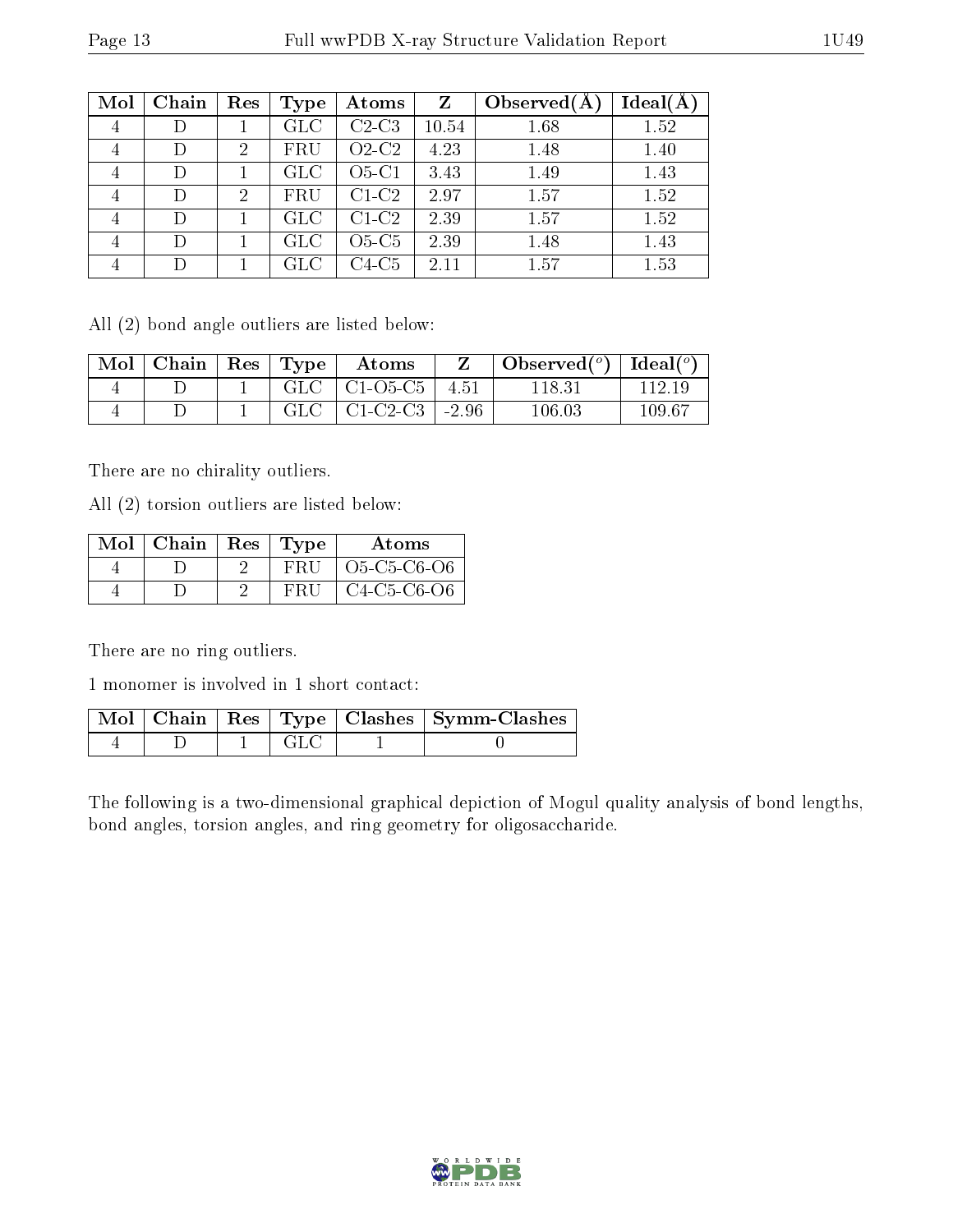| Mol | Chain | Res | Type | Atoms | Z | Observed(Å) | Ideal(Å) |
|---|---|---|---|---|---|---|---|
| 4 | D | 1 | GLC | C2-C3 | 10.54 | 1.68 | 1.52 |
| 4 | D | 2 | FRU | O2-C2 | 4.23 | 1.48 | 1.40 |
| 4 | D | 1 | GLC | O5-C1 | 3.43 | 1.49 | 1.43 |
| 4 | D | 2 | FRU | C1-C2 | 2.97 | 1.57 | 1.52 |
| 4 | D | 1 | GLC | C1-C2 | 2.39 | 1.57 | 1.52 |
| 4 | D | 1 | GLC | O5-C5 | 2.39 | 1.48 | 1.43 |
| 4 | D | 1 | GLC | C4-C5 | 2.11 | 1.57 | 1.53 |

All (2) bond angle outliers are listed below:

| Mol | Chain | Res | Type | Atoms | Z | Observed(°) | Ideal(°) |
|---|---|---|---|---|---|---|---|
| 4 | D | 1 | GLC | C1-O5-C5 | 4.51 | 118.31 | 112.19 |
| 4 | D | 1 | GLC | C1-C2-C3 | -2.96 | 106.03 | 109.67 |

There are no chirality outliers.

All (2) torsion outliers are listed below:

| Mol | Chain | Res | Type | Atoms |
|---|---|---|---|---|
| 4 | D | 2 | FRU | O5-C5-C6-O6 |
| 4 | D | 2 | FRU | C4-C5-C6-O6 |

There are no ring outliers.

1 monomer is involved in 1 short contact:

| Mol | Chain | Res | Type | Clashes | Symm-Clashes |
|---|---|---|---|---|---|
| 4 | D | 1 | GLC | 1 | 0 |

The following is a two-dimensional graphical depiction of Mogul quality analysis of bond lengths, bond angles, torsion angles, and ring geometry for oligosaccharide.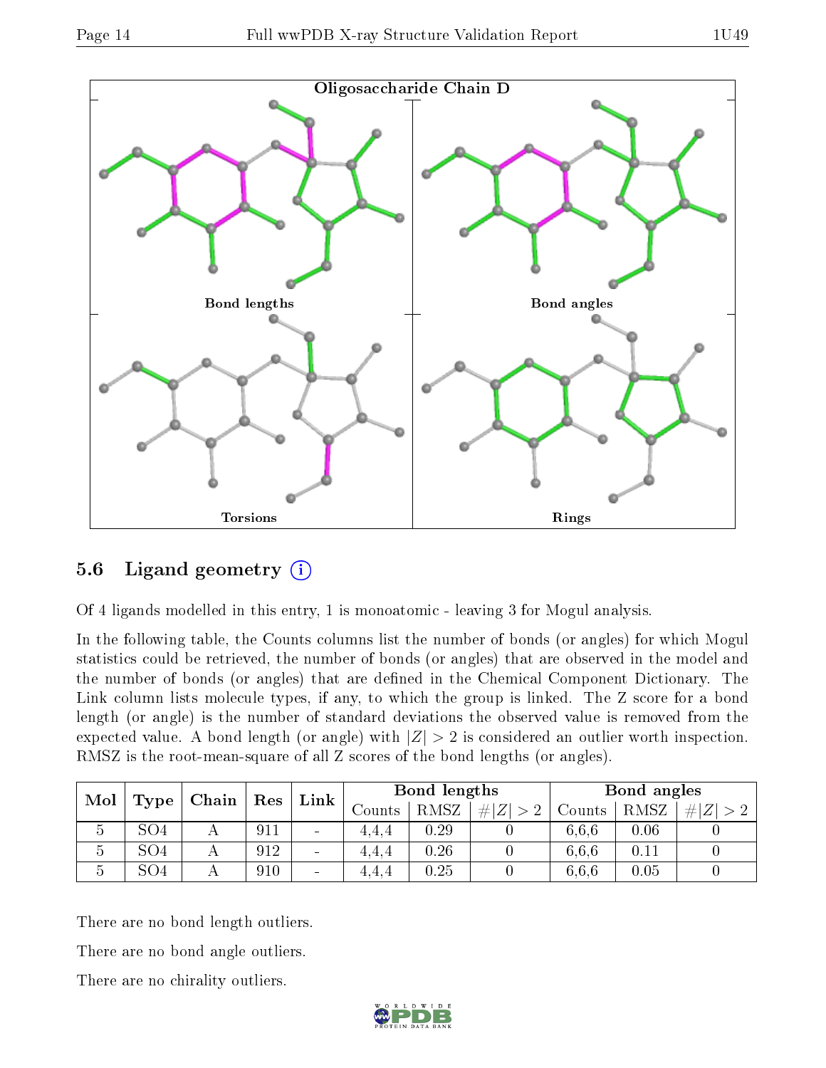Oligosaccharide Chain D

Bond lengths

Bond angles

Torsions

Rings

## 5.6 Ligand geometry

Of 4 ligands modelled in this entry, 1 is monoatomic - leaving 3 for Mogul analysis.

In the following table, the Counts columns list the number of bonds (or angles) for which Mogul statistics could be retrieved, the number of bonds (or angles) that are observed in the model and the number of bonds (or angles) that are defined in the Chemical Component Dictionary. The Link column lists molecule types, if any, to which the group is linked. The Z score for a bond length (or angle) is the number of standard deviations the observed value is removed from the expected value. A bond length (or angle) with $|Z| > 2$ is considered an outlier worth inspection. RMSZ is the root-mean-square of all Z scores of the bond lengths (or angles).

| Mol | Type | Chain | Res | Link | Bond lengths | | | Bond angles | | |
|---|---|---|---|---|---|---|---|---|---|---|
| | | | | | Counts | RMSZ | $\#\|Z\| > 2$ | Counts | RMSZ | $\#\|Z\| > 2$ |
| 5 | SO4 | A | 911 | - | 4,4,4 | 0.29 | 0 | 6,6,6 | 0.06 | 0 |
| 5 | SO4 | A | 912 | - | 4,4,4 | 0.26 | 0 | 6,6,6 | 0.11 | 0 |
| 5 | SO4 | A | 910 | - | 4,4,4 | 0.25 | 0 | 6,6,6 | 0.05 | 0 |

There are no bond length outliers.

There are no bond angle outliers.

There are no chirality outliers.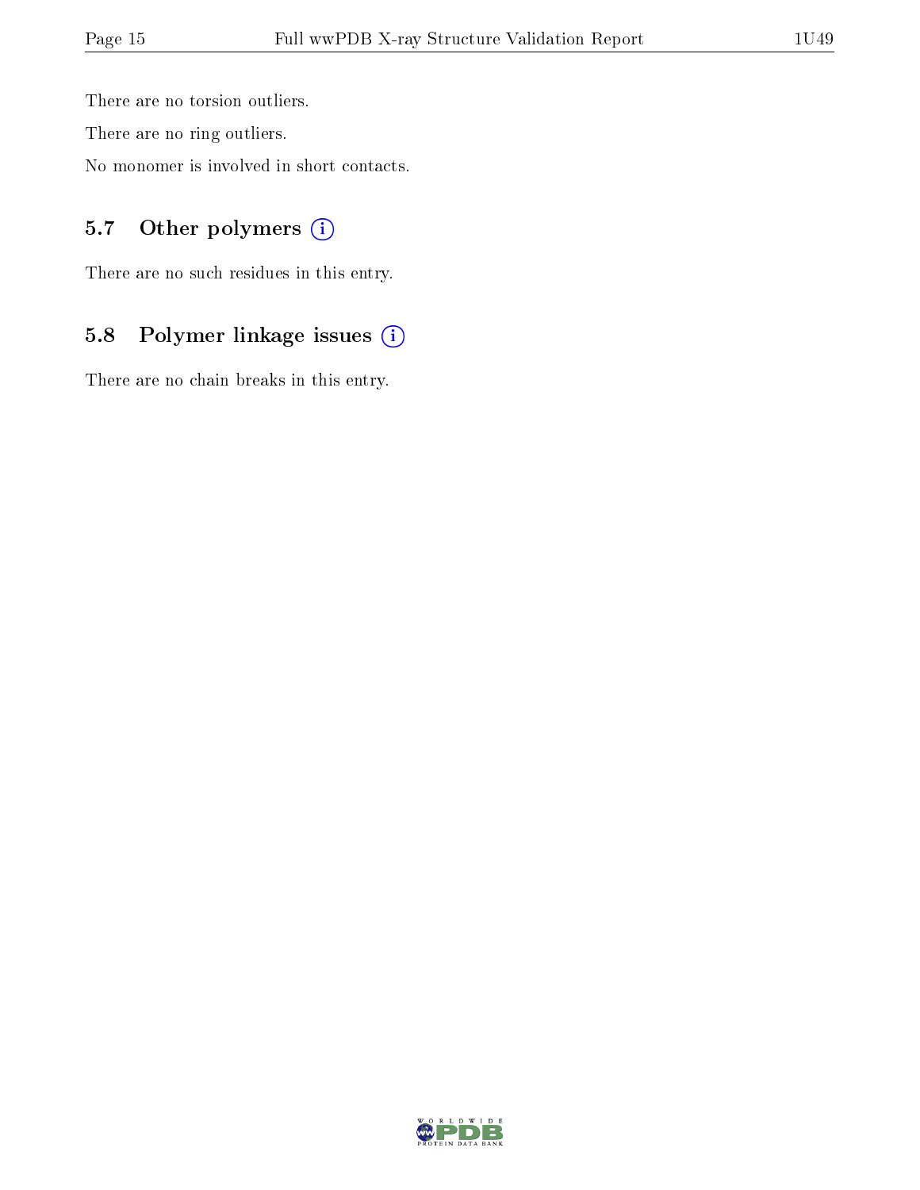There are no torsion outliers.

There are no ring outliers.

No monomer is involved in short contacts.

### 5.7 Other polymers (i)

There are no such residues in this entry.

### 5.8 Polymer linkage issues (i)

There are no chain breaks in this entry.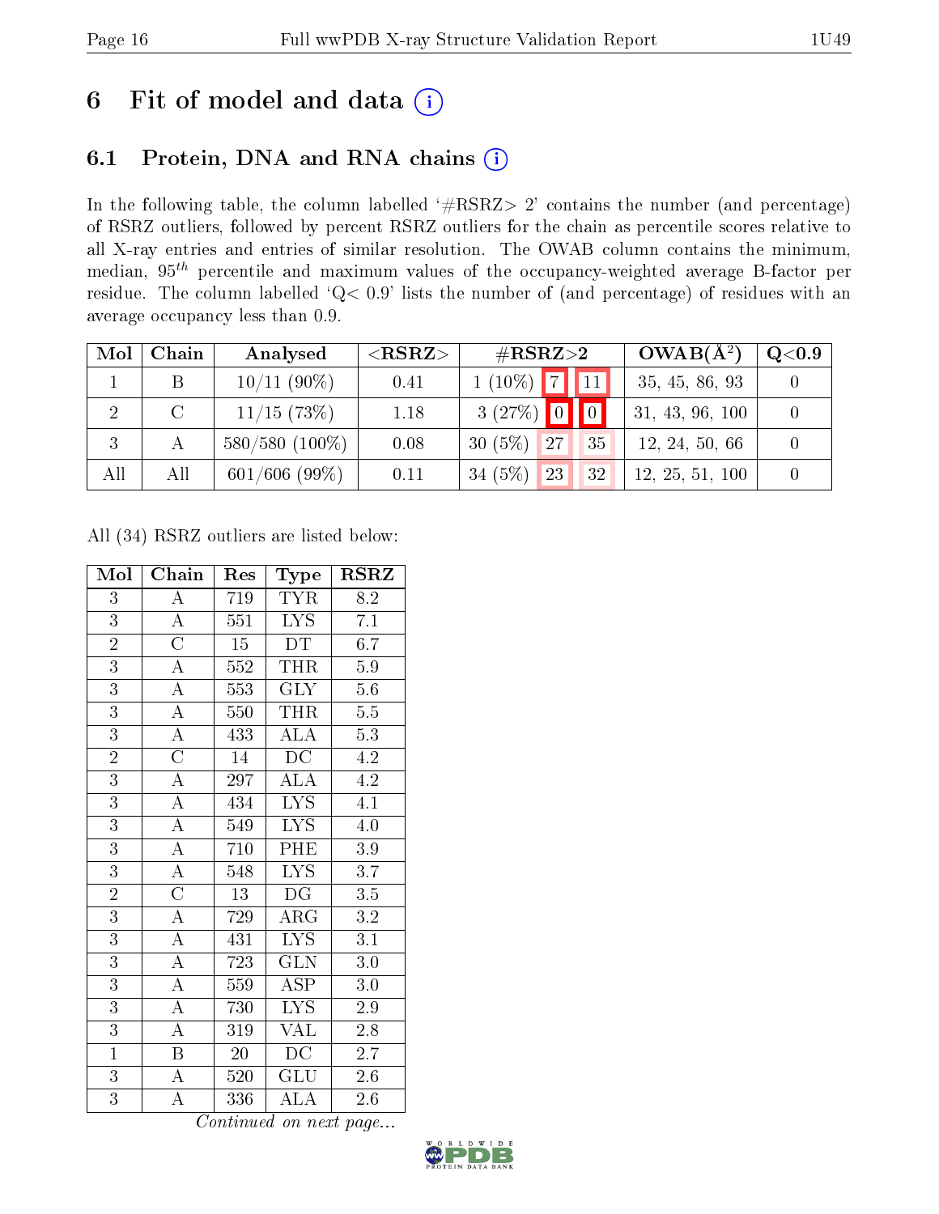# 6 Fit of model and data ⓘ

## 6.1 Protein, DNA and RNA chains ⓘ

In the following table, the column labelled '#RSRZ> 2' contains the number (and percentage) of RSRZ outliers, followed by percent RSRZ outliers for the chain as percentile scores relative to all X-ray entries and entries of similar resolution. The OWAB column contains the minimum, median, $95^{th}$ percentile and maximum values of the occupancy-weighted average B-factor per residue. The column labelled 'Q< 0.9' lists the number of (and percentage) of residues with an average occupancy less than 0.9.

| Mol | Chain | Analysed | <RSRZ> | #RSRZ>2 | | | OWAB(Å$^2$) | Q<0.9 |
|---|---|---|---|---|---|---|---|---|
| 1 | B | 10/11 (90%) | 0.41 | 1 (10%) | 7 | 11 | 35, 45, 86, 93 | 0 |
| 2 | C | 11/15 (73%) | 1.18 | 3 (27%) | 0 | 0 | 31, 43, 96, 100 | 0 |
| 3 | A | 580/580 (100%) | 0.08 | 30 (5%) | 27 | 35 | 12, 24, 50, 66 | 0 |
| All | All | 601/606 (99%) | 0.11 | 34 (5%) | 23 | 32 | 12, 25, 51, 100 | 0 |

All (34) RSRZ outliers are listed below:

| Mol | Chain | Res | Type | RSRZ |
|---|---|---|---|---|
| 3 | A | 719 | TYR | 8.2 |
| 3 | A | 551 | LYS | 7.1 |
| 2 | C | 15 | DT | 6.7 |
| 3 | A | 552 | THR | 5.9 |
| 3 | A | 553 | GLY | 5.6 |
| 3 | A | 550 | THR | 5.5 |
| 3 | A | 433 | ALA | 5.3 |
| 2 | C | 14 | DC | 4.2 |
| 3 | A | 297 | ALA | 4.2 |
| 3 | A | 434 | LYS | 4.1 |
| 3 | A | 549 | LYS | 4.0 |
| 3 | A | 710 | PHE | 3.9 |
| 3 | A | 548 | LYS | 3.7 |
| 2 | C | 13 | DG | 3.5 |
| 3 | A | 729 | ARG | 3.2 |
| 3 | A | 431 | LYS | 3.1 |
| 3 | A | 723 | GLN | 3.0 |
| 3 | A | 559 | ASP | 3.0 |
| 3 | A | 730 | LYS | 2.9 |
| 3 | A | 319 | VAL | 2.8 |
| 1 | B | 20 | DC | 2.7 |
| 3 | A | 520 | GLU | 2.6 |
| 3 | A | 336 | ALA | 2.6 |

*Continued on next page...*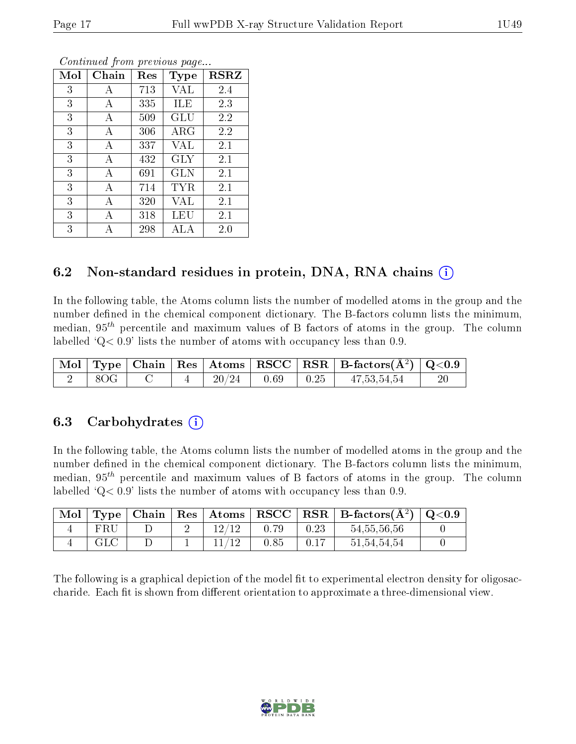*Continued from previous page...*

| Mol | Chain | Res | Type | RSRZ |
|---|---|---|---|---|
| 3 | A | 713 | VAL | 2.4 |
| 3 | A | 335 | ILE | 2.3 |
| 3 | A | 509 | GLU | 2.2 |
| 3 | A | 306 | ARG | 2.2 |
| 3 | A | 337 | VAL | 2.1 |
| 3 | A | 432 | GLY | 2.1 |
| 3 | A | 691 | GLN | 2.1 |
| 3 | A | 714 | TYR | 2.1 |
| 3 | A | 320 | VAL | 2.1 |
| 3 | A | 318 | LEU | 2.1 |
| 3 | A | 298 | ALA | 2.0 |

## 6.2 Non-standard residues in protein, DNA, RNA chains (i)

In the following table, the Atoms column lists the number of modelled atoms in the group and the number defined in the chemical component dictionary. The B-factors column lists the minimum, median, $95^{th}$ percentile and maximum values of B factors of atoms in the group. The column labelled 'Q< 0.9' lists the number of atoms with occupancy less than 0.9.

| Mol | Type | Chain | Res | Atoms | RSCC | RSR | B-factors($Å^2$) | Q<0.9 |
|---|---|---|---|---|---|---|---|---|
| 2 | 8OG | C | 4 | 20/24 | 0.69 | 0.25 | 47,53,54,54 | 20 |

## 6.3 Carbohydrates (i)

In the following table, the Atoms column lists the number of modelled atoms in the group and the number defined in the chemical component dictionary. The B-factors column lists the minimum, median, $95^{th}$ percentile and maximum values of B factors of atoms in the group. The column labelled 'Q< 0.9' lists the number of atoms with occupancy less than 0.9.

| Mol | Type | Chain | Res | Atoms | RSCC | RSR | B-factors($Å^2$) | Q<0.9 |
|---|---|---|---|---|---|---|---|---|
| 4 | FRU | D | 2 | 12/12 | 0.79 | 0.23 | 54,55,56,56 | 0 |
| 4 | GLC | D | 1 | 11/12 | 0.85 | 0.17 | 51,54,54,54 | 0 |

The following is a graphical depiction of the model fit to experimental electron density for oligosaccharide. Each fit is shown from different orientation to approximate a three-dimensional view.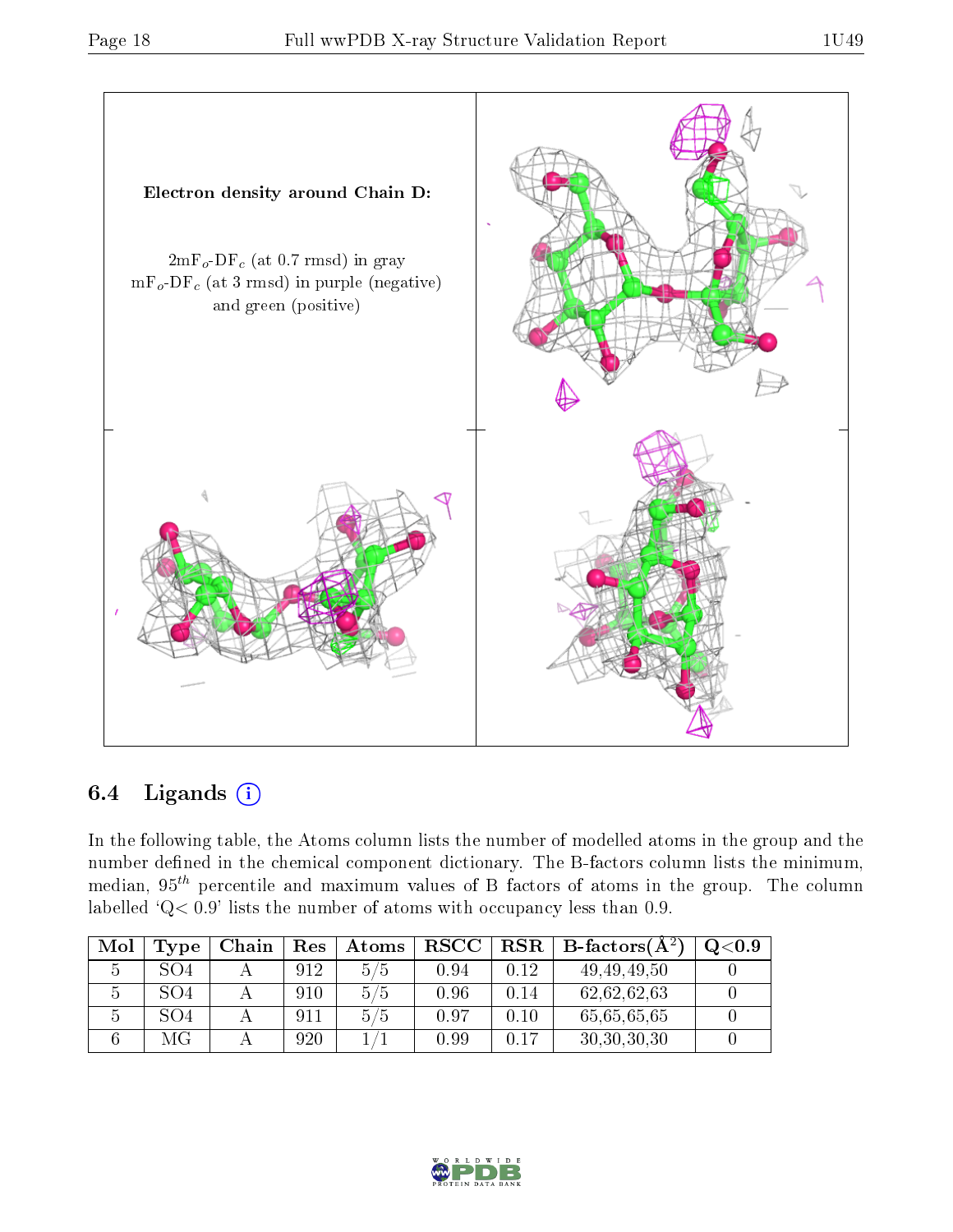**Electron density around Chain D:**

$2mF_o$-$DF_c$ (at 0.7 rmsd) in gray
$mF_o$-$DF_c$ (at 3 rmsd) in purple (negative)
and green (positive)

## 6.4 Ligands

In the following table, the Atoms column lists the number of modelled atoms in the group and the number defined in the chemical component dictionary. The B-factors column lists the minimum, median, $95^{th}$ percentile and maximum values of B factors of atoms in the group. The column labelled 'Q< 0.9' lists the number of atoms with occupancy less than 0.9.

| Mol | Type | Chain | Res | Atoms | RSCC | RSR | B-factors(Å$^2$) | Q<0.9 |
|---|---|---|---|---|---|---|---|---|
| 5 | SO4 | A | 912 | 5/5 | 0.94 | 0.12 | 49,49,49,50 | 0 |
| 5 | SO4 | A | 910 | 5/5 | 0.96 | 0.14 | 62,62,62,63 | 0 |
| 5 | SO4 | A | 911 | 5/5 | 0.97 | 0.10 | 65,65,65,65 | 0 |
| 6 | MG | A | 920 | 1/1 | 0.99 | 0.17 | 30,30,30,30 | 0 |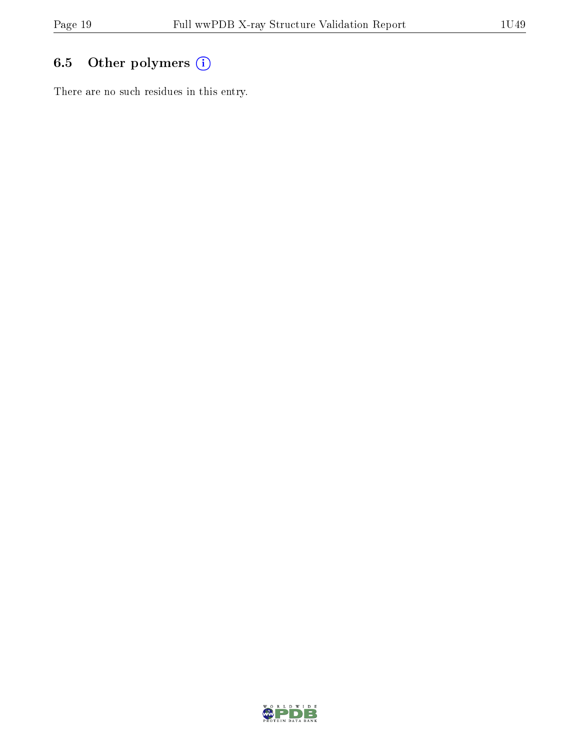### 6.5 Other polymers ⓘ

There are no such residues in this entry.